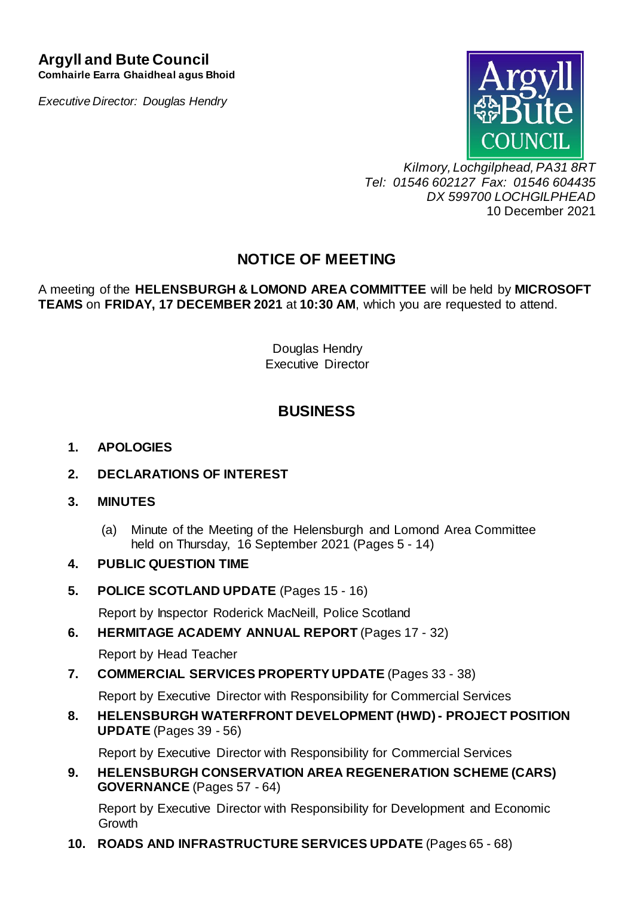# Argyll and Bute Council

**Comhairle Earra Ghaidheal agus Bhoid**

*Executive Director: Douglas Hendry*

*Kilmory, Lochgilphead, PA31 8RT*
*Tel: 01546 602127 Fax: 01546 604435*
*DX 599700 LOCHGILPHEAD*
10 December 2021

## NOTICE OF MEETING

A meeting of the **HELENSBURGH & LOMOND AREA COMMITTEE** will be held by **MICROSOFT TEAMS** on **FRIDAY, 17 DECEMBER 2021** at **10:30 AM**, which you are requested to attend.

Douglas Hendry
Executive Director

## BUSINESS

1. **APOLOGIES**

2. **DECLARATIONS OF INTEREST**

3. **MINUTES**

   (a) Minute of the Meeting of the Helensburgh and Lomond Area Committee held on Thursday, 16 September 2021 (Pages 5 - 14)

4. **PUBLIC QUESTION TIME**

5. **POLICE SCOTLAND UPDATE** (Pages 15 - 16)

   Report by Inspector Roderick MacNeill, Police Scotland

6. **HERMITAGE ACADEMY ANNUAL REPORT** (Pages 17 - 32)

   Report by Head Teacher

7. **COMMERCIAL SERVICES PROPERTY UPDATE** (Pages 33 - 38)

   Report by Executive Director with Responsibility for Commercial Services

8. **HELENSBURGH WATERFRONT DEVELOPMENT (HWD) - PROJECT POSITION UPDATE** (Pages 39 - 56)

   Report by Executive Director with Responsibility for Commercial Services

9. **HELENSBURGH CONSERVATION AREA REGENERATION SCHEME (CARS) GOVERNANCE** (Pages 57 - 64)

   Report by Executive Director with Responsibility for Development and Economic Growth

10. **ROADS AND INFRASTRUCTURE SERVICES UPDATE** (Pages 65 - 68)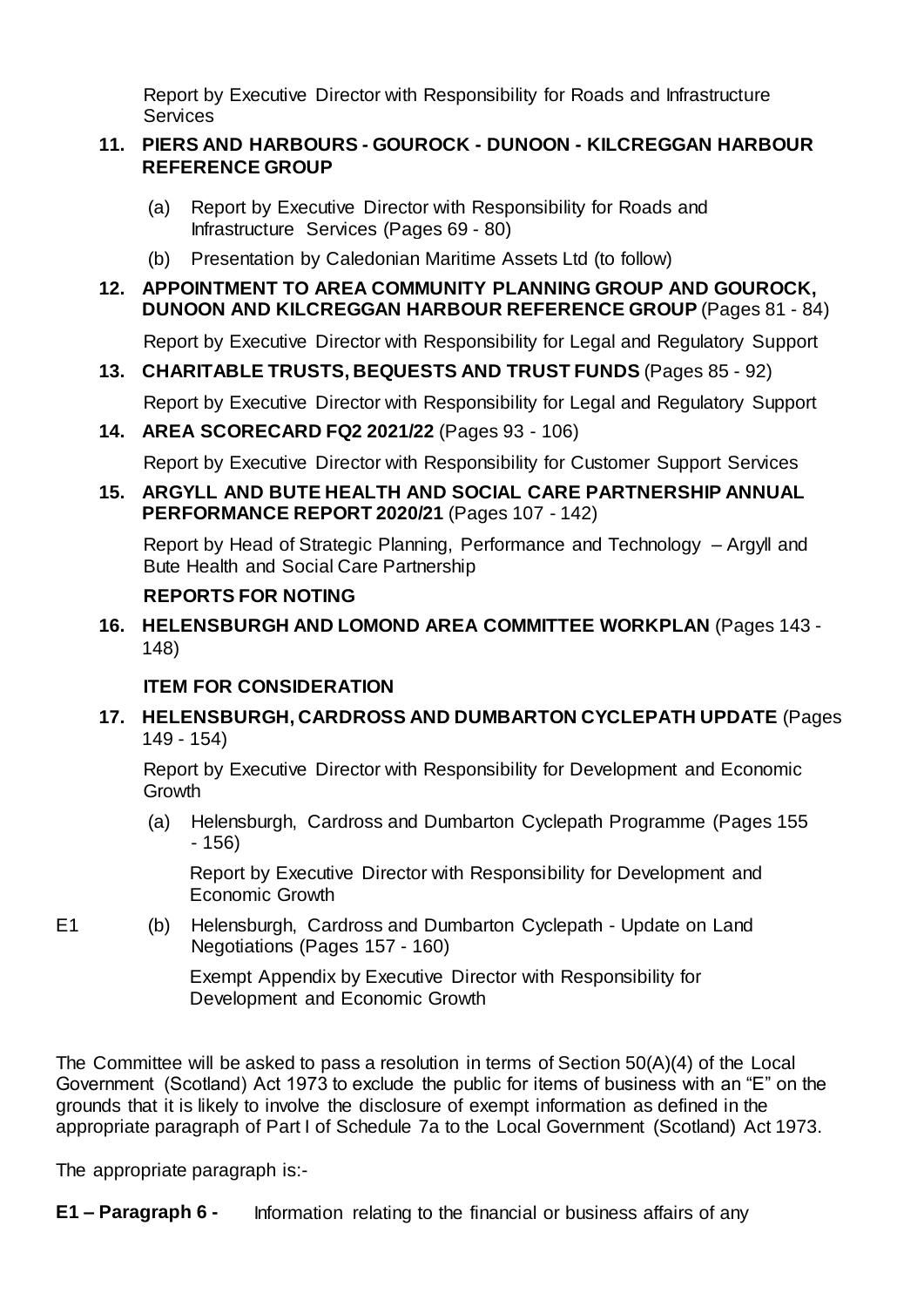Report by Executive Director with Responsibility for Roads and Infrastructure Services

**11. PIERS AND HARBOURS - GOUROCK - DUNOON - KILCREGGAN HARBOUR REFERENCE GROUP**

(a) Report by Executive Director with Responsibility for Roads and Infrastructure Services (Pages 69 - 80)

(b) Presentation by Caledonian Maritime Assets Ltd (to follow)

**12. APPOINTMENT TO AREA COMMUNITY PLANNING GROUP AND GOUROCK, DUNOON AND KILCREGGAN HARBOUR REFERENCE GROUP** (Pages 81 - 84)

Report by Executive Director with Responsibility for Legal and Regulatory Support

**13. CHARITABLE TRUSTS, BEQUESTS AND TRUST FUNDS** (Pages 85 - 92)

Report by Executive Director with Responsibility for Legal and Regulatory Support

**14. AREA SCORECARD FQ2 2021/22** (Pages 93 - 106)

Report by Executive Director with Responsibility for Customer Support Services

**15. ARGYLL AND BUTE HEALTH AND SOCIAL CARE PARTNERSHIP ANNUAL PERFORMANCE REPORT 2020/21** (Pages 107 - 142)

Report by Head of Strategic Planning, Performance and Technology – Argyll and Bute Health and Social Care Partnership

**REPORTS FOR NOTING**

**16. HELENSBURGH AND LOMOND AREA COMMITTEE WORKPLAN** (Pages 143 - 148)

**ITEM FOR CONSIDERATION**

**17. HELENSBURGH, CARDROSS AND DUMBARTON CYCLEPATH UPDATE** (Pages 149 - 154)

Report by Executive Director with Responsibility for Development and Economic Growth

(a) Helensburgh, Cardross and Dumbarton Cyclepath Programme (Pages 155 - 156)

Report by Executive Director with Responsibility for Development and Economic Growth

E1 (b) Helensburgh, Cardross and Dumbarton Cyclepath - Update on Land Negotiations (Pages 157 - 160)

Exempt Appendix by Executive Director with Responsibility for Development and Economic Growth

The Committee will be asked to pass a resolution in terms of Section 50(A)(4) of the Local Government (Scotland) Act 1973 to exclude the public for items of business with an "E" on the grounds that it is likely to involve the disclosure of exempt information as defined in the appropriate paragraph of Part I of Schedule 7a to the Local Government (Scotland) Act 1973.

The appropriate paragraph is:-

**E1 – Paragraph 6 -** Information relating to the financial or business affairs of any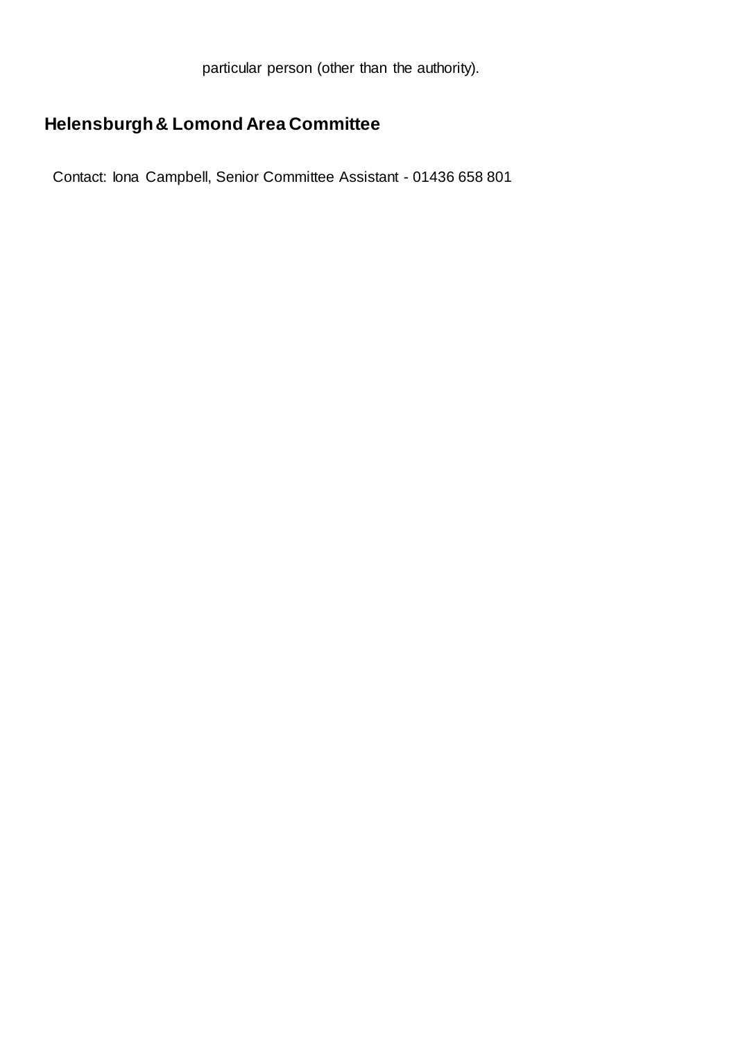particular person (other than the authority).

## Helensburgh & Lomond Area Committee

Contact: Iona Campbell, Senior Committee Assistant - 01436 658 801